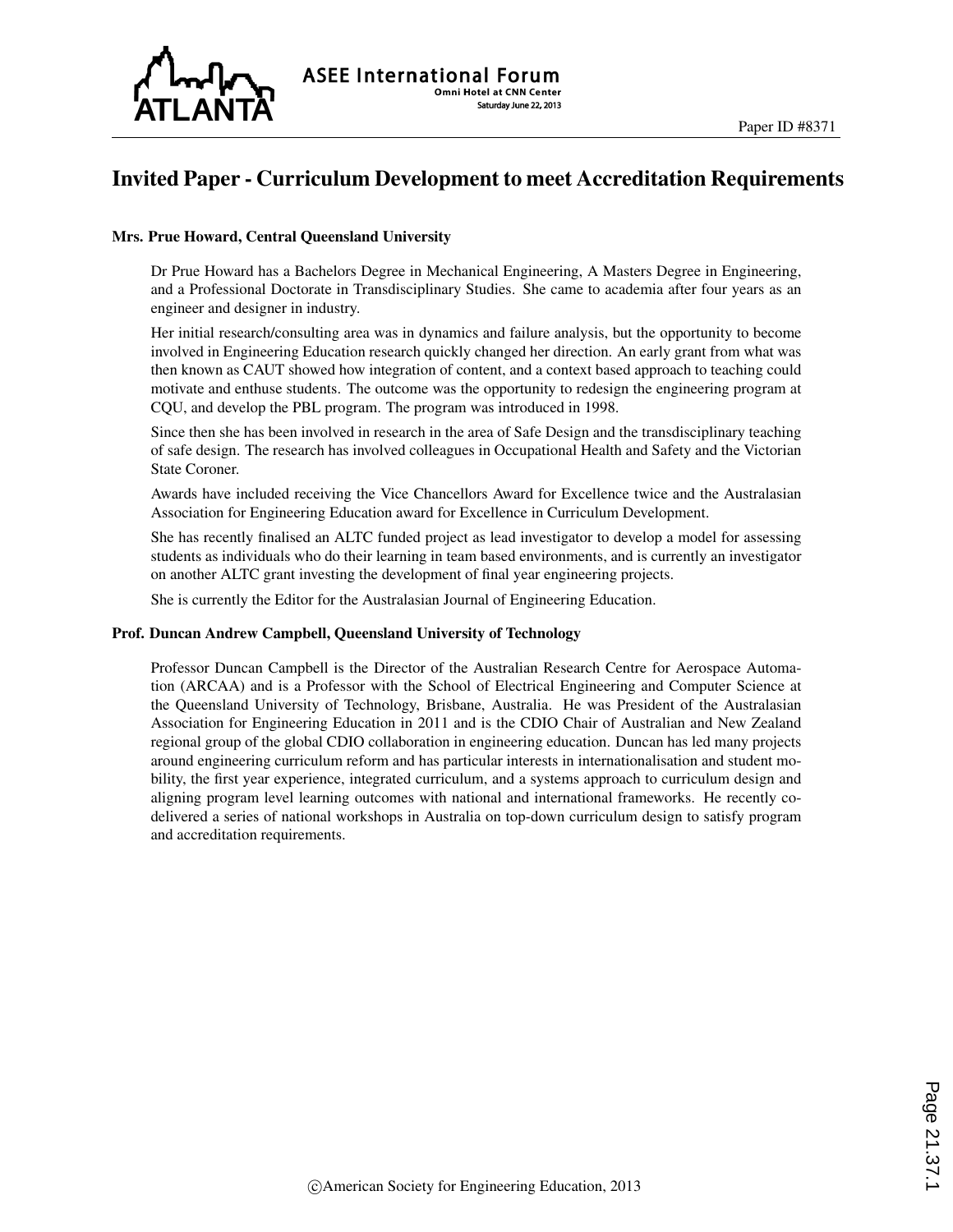# Invited Paper - Curriculum Development to meet Accreditation Requirements

### Mrs. Prue Howard, Central Queensland University

Dr Prue Howard has a Bachelors Degree in Mechanical Engineering, A Masters Degree in Engineering, and a Professional Doctorate in Transdisciplinary Studies. She came to academia after four years as an engineer and designer in industry.

Her initial research/consulting area was in dynamics and failure analysis, but the opportunity to become involved in Engineering Education research quickly changed her direction. An early grant from what was then known as CAUT showed how integration of content, and a context based approach to teaching could motivate and enthuse students. The outcome was the opportunity to redesign the engineering program at CQU, and develop the PBL program. The program was introduced in 1998.

Since then she has been involved in research in the area of Safe Design and the transdisciplinary teaching of safe design. The research has involved colleagues in Occupational Health and Safety and the Victorian State Coroner.

Awards have included receiving the Vice Chancellors Award for Excellence twice and the Australasian Association for Engineering Education award for Excellence in Curriculum Development.

She has recently finalised an ALTC funded project as lead investigator to develop a model for assessing students as individuals who do their learning in team based environments, and is currently an investigator on another ALTC grant investing the development of final year engineering projects.

She is currently the Editor for the Australasian Journal of Engineering Education.

### Prof. Duncan Andrew Campbell, Queensland University of Technology

Professor Duncan Campbell is the Director of the Australian Research Centre for Aerospace Automation (ARCAA) and is a Professor with the School of Electrical Engineering and Computer Science at the Queensland University of Technology, Brisbane, Australia. He was President of the Australasian Association for Engineering Education in 2011 and is the CDIO Chair of Australian and New Zealand regional group of the global CDIO collaboration in engineering education. Duncan has led many projects around engineering curriculum reform and has particular interests in internationalisation and student mobility, the first year experience, integrated curriculum, and a systems approach to curriculum design and aligning program level learning outcomes with national and international frameworks. He recently co-delivered a series of national workshops in Australia on top-down curriculum design to satisfy program and accreditation requirements.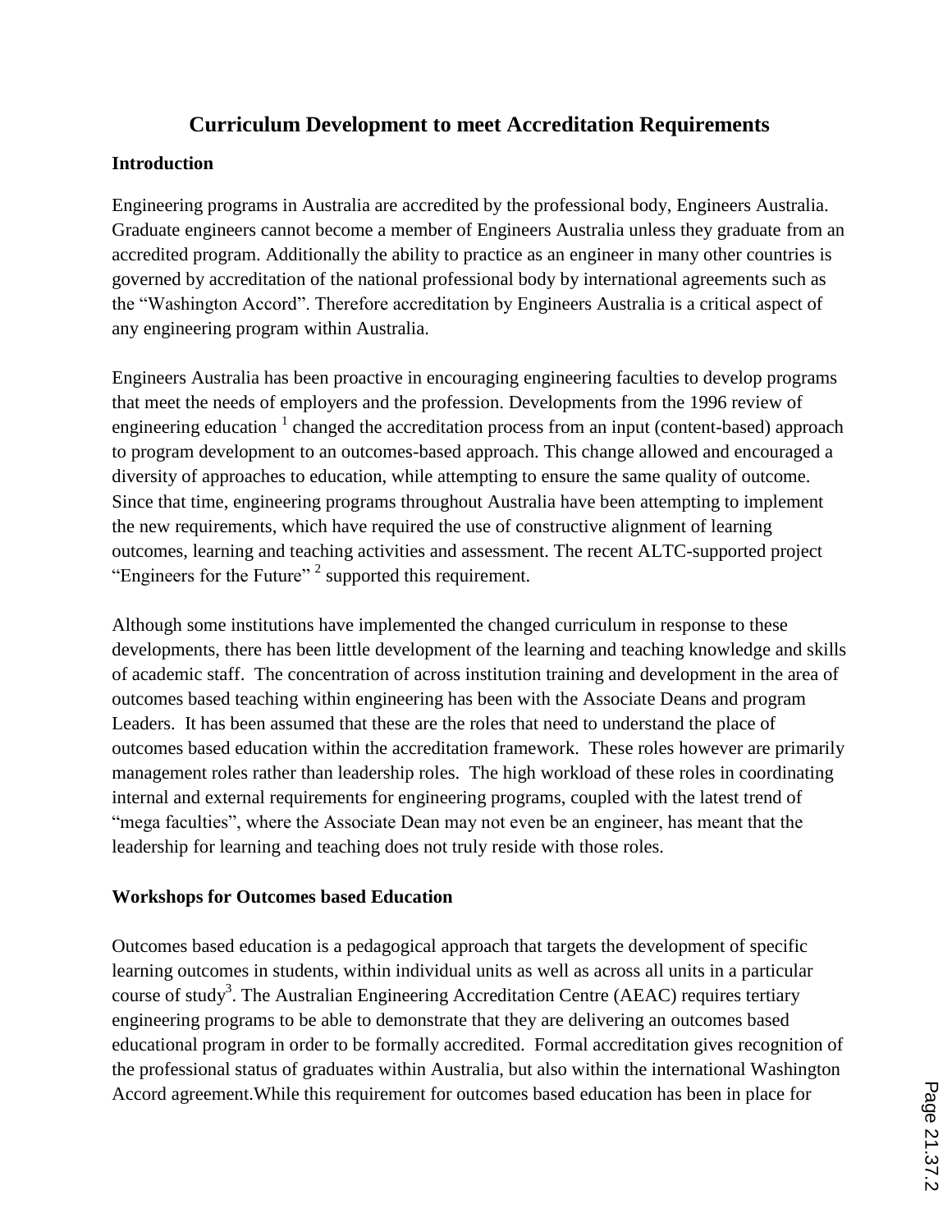# Curriculum Development to meet Accreditation Requirements

## Introduction

Engineering programs in Australia are accredited by the professional body, Engineers Australia. Graduate engineers cannot become a member of Engineers Australia unless they graduate from an accredited program. Additionally the ability to practice as an engineer in many other countries is governed by accreditation of the national professional body by international agreements such as the "Washington Accord". Therefore accreditation by Engineers Australia is a critical aspect of any engineering program within Australia.

Engineers Australia has been proactive in encouraging engineering faculties to develop programs that meet the needs of employers and the profession. Developments from the 1996 review of engineering education [1] changed the accreditation process from an input (content-based) approach to program development to an outcomes-based approach. This change allowed and encouraged a diversity of approaches to education, while attempting to ensure the same quality of outcome. Since that time, engineering programs throughout Australia have been attempting to implement the new requirements, which have required the use of constructive alignment of learning outcomes, learning and teaching activities and assessment. The recent ALTC-supported project "Engineers for the Future" [2] supported this requirement.

Although some institutions have implemented the changed curriculum in response to these developments, there has been little development of the learning and teaching knowledge and skills of academic staff. The concentration of across institution training and development in the area of outcomes based teaching within engineering has been with the Associate Deans and program Leaders. It has been assumed that these are the roles that need to understand the place of outcomes based education within the accreditation framework. These roles however are primarily management roles rather than leadership roles. The high workload of these roles in coordinating internal and external requirements for engineering programs, coupled with the latest trend of "mega faculties", where the Associate Dean may not even be an engineer, has meant that the leadership for learning and teaching does not truly reside with those roles.

## Workshops for Outcomes based Education

Outcomes based education is a pedagogical approach that targets the development of specific learning outcomes in students, within individual units as well as across all units in a particular course of study[3]. The Australian Engineering Accreditation Centre (AEAC) requires tertiary engineering programs to be able to demonstrate that they are delivering an outcomes based educational program in order to be formally accredited. Formal accreditation gives recognition of the professional status of graduates within Australia, but also within the international Washington Accord agreement.While this requirement for outcomes based education has been in place for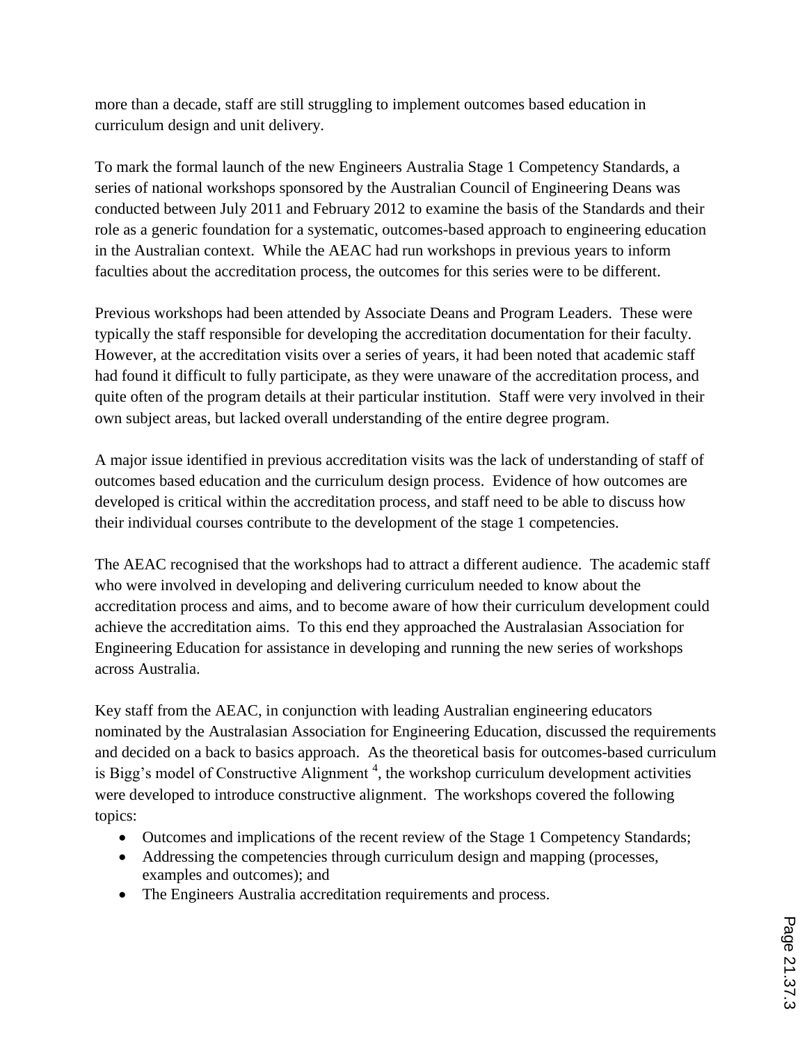more than a decade, staff are still struggling to implement outcomes based education in curriculum design and unit delivery.

To mark the formal launch of the new Engineers Australia Stage 1 Competency Standards, a series of national workshops sponsored by the Australian Council of Engineering Deans was conducted between July 2011 and February 2012 to examine the basis of the Standards and their role as a generic foundation for a systematic, outcomes-based approach to engineering education in the Australian context. While the AEAC had run workshops in previous years to inform faculties about the accreditation process, the outcomes for this series were to be different.

Previous workshops had been attended by Associate Deans and Program Leaders. These were typically the staff responsible for developing the accreditation documentation for their faculty. However, at the accreditation visits over a series of years, it had been noted that academic staff had found it difficult to fully participate, as they were unaware of the accreditation process, and quite often of the program details at their particular institution. Staff were very involved in their own subject areas, but lacked overall understanding of the entire degree program.

A major issue identified in previous accreditation visits was the lack of understanding of staff of outcomes based education and the curriculum design process. Evidence of how outcomes are developed is critical within the accreditation process, and staff need to be able to discuss how their individual courses contribute to the development of the stage 1 competencies.

The AEAC recognised that the workshops had to attract a different audience. The academic staff who were involved in developing and delivering curriculum needed to know about the accreditation process and aims, and to become aware of how their curriculum development could achieve the accreditation aims. To this end they approached the Australasian Association for Engineering Education for assistance in developing and running the new series of workshops across Australia.

Key staff from the AEAC, in conjunction with leading Australian engineering educators nominated by the Australasian Association for Engineering Education, discussed the requirements and decided on a back to basics approach. As the theoretical basis for outcomes-based curriculum is Bigg's model of Constructive Alignment [4], the workshop curriculum development activities were developed to introduce constructive alignment. The workshops covered the following topics:

- Outcomes and implications of the recent review of the Stage 1 Competency Standards;
- Addressing the competencies through curriculum design and mapping (processes, examples and outcomes); and
- The Engineers Australia accreditation requirements and process.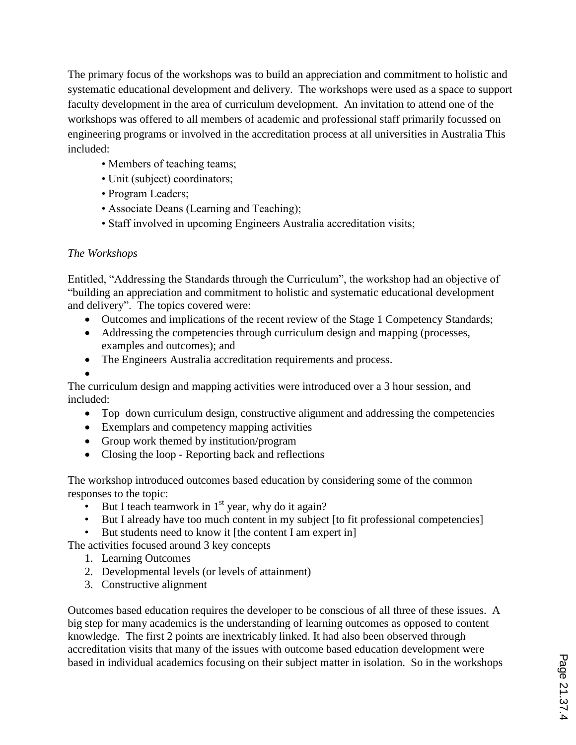The primary focus of the workshops was to build an appreciation and commitment to holistic and systematic educational development and delivery. The workshops were used as a space to support faculty development in the area of curriculum development. An invitation to attend one of the workshops was offered to all members of academic and professional staff primarily focussed on engineering programs or involved in the accreditation process at all universities in Australia This included:

- Members of teaching teams;
- Unit (subject) coordinators;
- Program Leaders;
- Associate Deans (Learning and Teaching);
- Staff involved in upcoming Engineers Australia accreditation visits;

*The Workshops*

Entitled, "Addressing the Standards through the Curriculum", the workshop had an objective of "building an appreciation and commitment to holistic and systematic educational development and delivery". The topics covered were:

- Outcomes and implications of the recent review of the Stage 1 Competency Standards;
- Addressing the competencies through curriculum design and mapping (processes, examples and outcomes); and
- The Engineers Australia accreditation requirements and process.

The curriculum design and mapping activities were introduced over a 3 hour session, and included:

- Top–down curriculum design, constructive alignment and addressing the competencies
- Exemplars and competency mapping activities
- Group work themed by institution/program
- Closing the loop - Reporting back and reflections

The workshop introduced outcomes based education by considering some of the common responses to the topic:

- But I teach teamwork in 1st year, why do it again?
- But I already have too much content in my subject [to fit professional competencies]
- But students need to know it [the content I am expert in]

The activities focused around 3 key concepts

1. Learning Outcomes
2. Developmental levels (or levels of attainment)
3. Constructive alignment

Outcomes based education requires the developer to be conscious of all three of these issues. A big step for many academics is the understanding of learning outcomes as opposed to content knowledge. The first 2 points are inextricably linked. It had also been observed through accreditation visits that many of the issues with outcome based education development were based in individual academics focusing on their subject matter in isolation. So in the workshops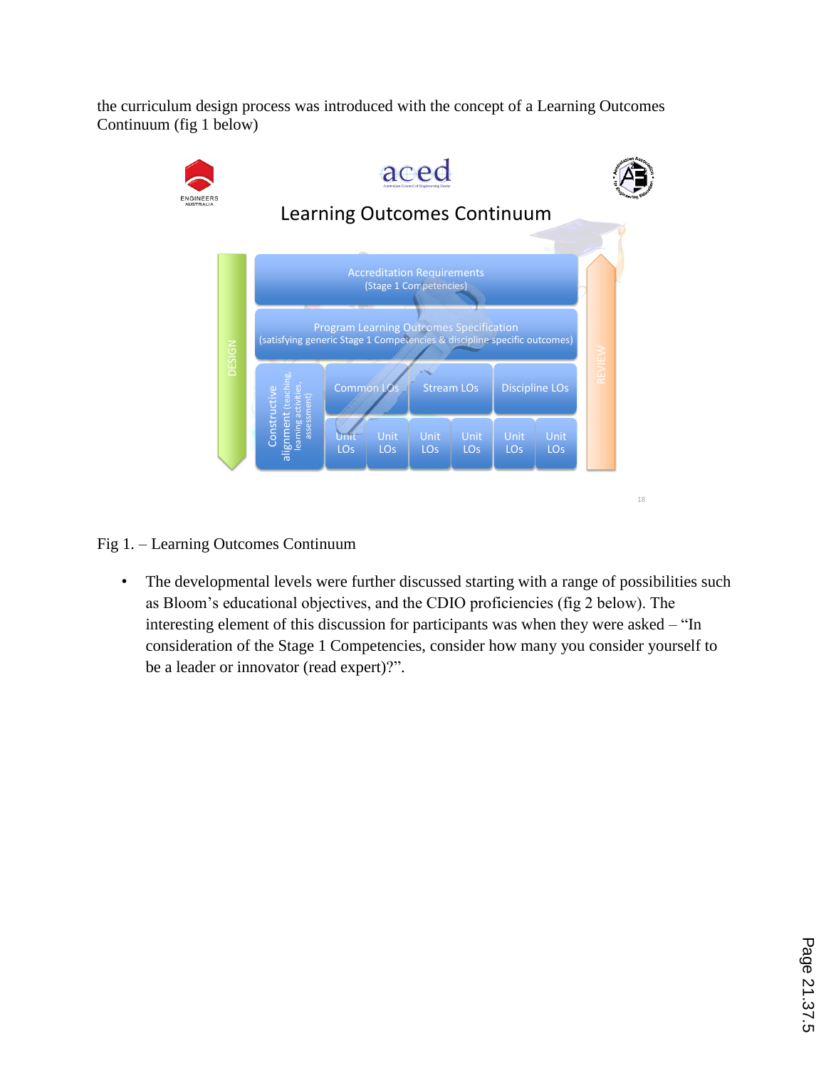the curriculum design process was introduced with the concept of a Learning Outcomes Continuum (fig 1 below)

Fig 1. – Learning Outcomes Continuum

- The developmental levels were further discussed starting with a range of possibilities such as Bloom's educational objectives, and the CDIO proficiencies (fig 2 below). The interesting element of this discussion for participants was when they were asked – "In consideration of the Stage 1 Competencies, consider how many you consider yourself to be a leader or innovator (read expert)?".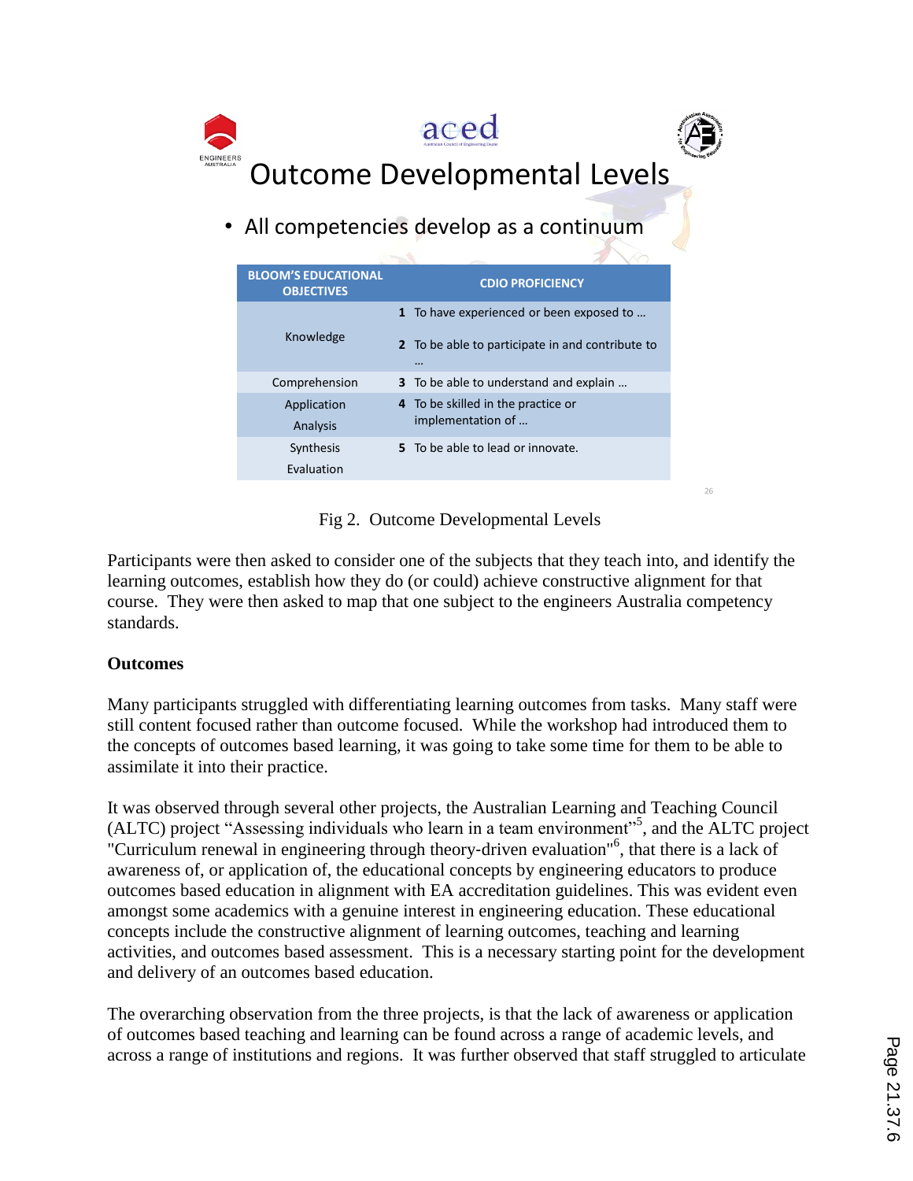# Outcome Developmental Levels

- All competencies develop as a continuum

| BLOOM'S EDUCATIONAL OBJECTIVES | CDIO PROFICIENCY |
|---|---|
| Knowledge | **1** To have experienced or been exposed to … <br> **2** To be able to participate in and contribute to … |
| Comprehension | **3** To be able to understand and explain … |
| Application <br> Analysis | **4** To be skilled in the practice or implementation of … |
| Synthesis <br> Evaluation | **5** To be able to lead or innovate. |

Fig 2. Outcome Developmental Levels

Participants were then asked to consider one of the subjects that they teach into, and identify the learning outcomes, establish how they do (or could) achieve constructive alignment for that course. They were then asked to map that one subject to the engineers Australia competency standards.

**Outcomes**

Many participants struggled with differentiating learning outcomes from tasks. Many staff were still content focused rather than outcome focused. While the workshop had introduced them to the concepts of outcomes based learning, it was going to take some time for them to be able to assimilate it into their practice.

It was observed through several other projects, the Australian Learning and Teaching Council (ALTC) project "Assessing individuals who learn in a team environment"[5], and the ALTC project "Curriculum renewal in engineering through theory-driven evaluation"[6], that there is a lack of awareness of, or application of, the educational concepts by engineering educators to produce outcomes based education in alignment with EA accreditation guidelines. This was evident even amongst some academics with a genuine interest in engineering education. These educational concepts include the constructive alignment of learning outcomes, teaching and learning activities, and outcomes based assessment. This is a necessary starting point for the development and delivery of an outcomes based education.

The overarching observation from the three projects, is that the lack of awareness or application of outcomes based teaching and learning can be found across a range of academic levels, and across a range of institutions and regions. It was further observed that staff struggled to articulate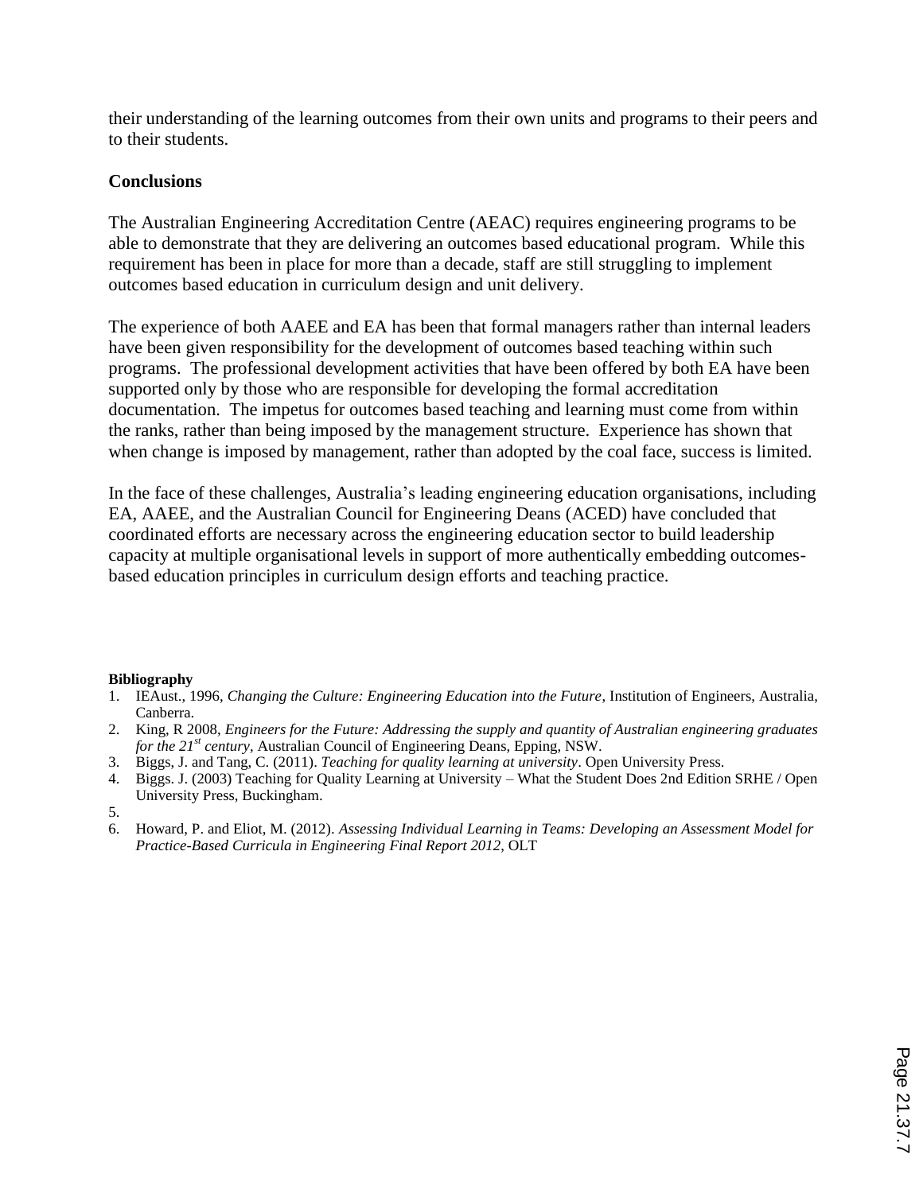their understanding of the learning outcomes from their own units and programs to their peers and to their students.

## Conclusions

The Australian Engineering Accreditation Centre (AEAC) requires engineering programs to be able to demonstrate that they are delivering an outcomes based educational program. While this requirement has been in place for more than a decade, staff are still struggling to implement outcomes based education in curriculum design and unit delivery.

The experience of both AAEE and EA has been that formal managers rather than internal leaders have been given responsibility for the development of outcomes based teaching within such programs. The professional development activities that have been offered by both EA have been supported only by those who are responsible for developing the formal accreditation documentation. The impetus for outcomes based teaching and learning must come from within the ranks, rather than being imposed by the management structure. Experience has shown that when change is imposed by management, rather than adopted by the coal face, success is limited.

In the face of these challenges, Australia's leading engineering education organisations, including EA, AAEE, and the Australian Council for Engineering Deans (ACED) have concluded that coordinated efforts are necessary across the engineering education sector to build leadership capacity at multiple organisational levels in support of more authentically embedding outcomes-based education principles in curriculum design efforts and teaching practice.

**Bibliography**

1. IEAust., 1996, *Changing the Culture: Engineering Education into the Future*, Institution of Engineers, Australia, Canberra.
2. King, R 2008, *Engineers for the Future: Addressing the supply and quantity of Australian engineering graduates for the 21st century*, Australian Council of Engineering Deans, Epping, NSW.
3. Biggs, J. and Tang, C. (2011). *Teaching for quality learning at university*. Open University Press.
4. Biggs. J. (2003) Teaching for Quality Learning at University – What the Student Does 2nd Edition SRHE / Open University Press, Buckingham.
5.
6. Howard, P. and Eliot, M. (2012). *Assessing Individual Learning in Teams: Developing an Assessment Model for Practice-Based Curricula in Engineering Final Report 2012*, OLT